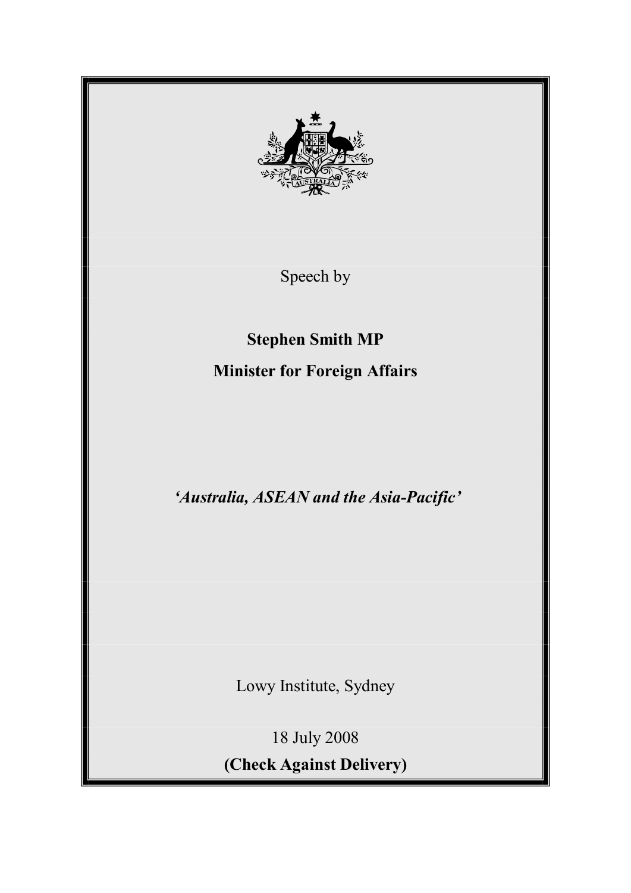Speech by

**Stephen Smith MP**

**Minister for Foreign Affairs**

***'Australia, ASEAN and the Asia-Pacific'***

Lowy Institute, Sydney

18 July 2008

**(Check Against Delivery)**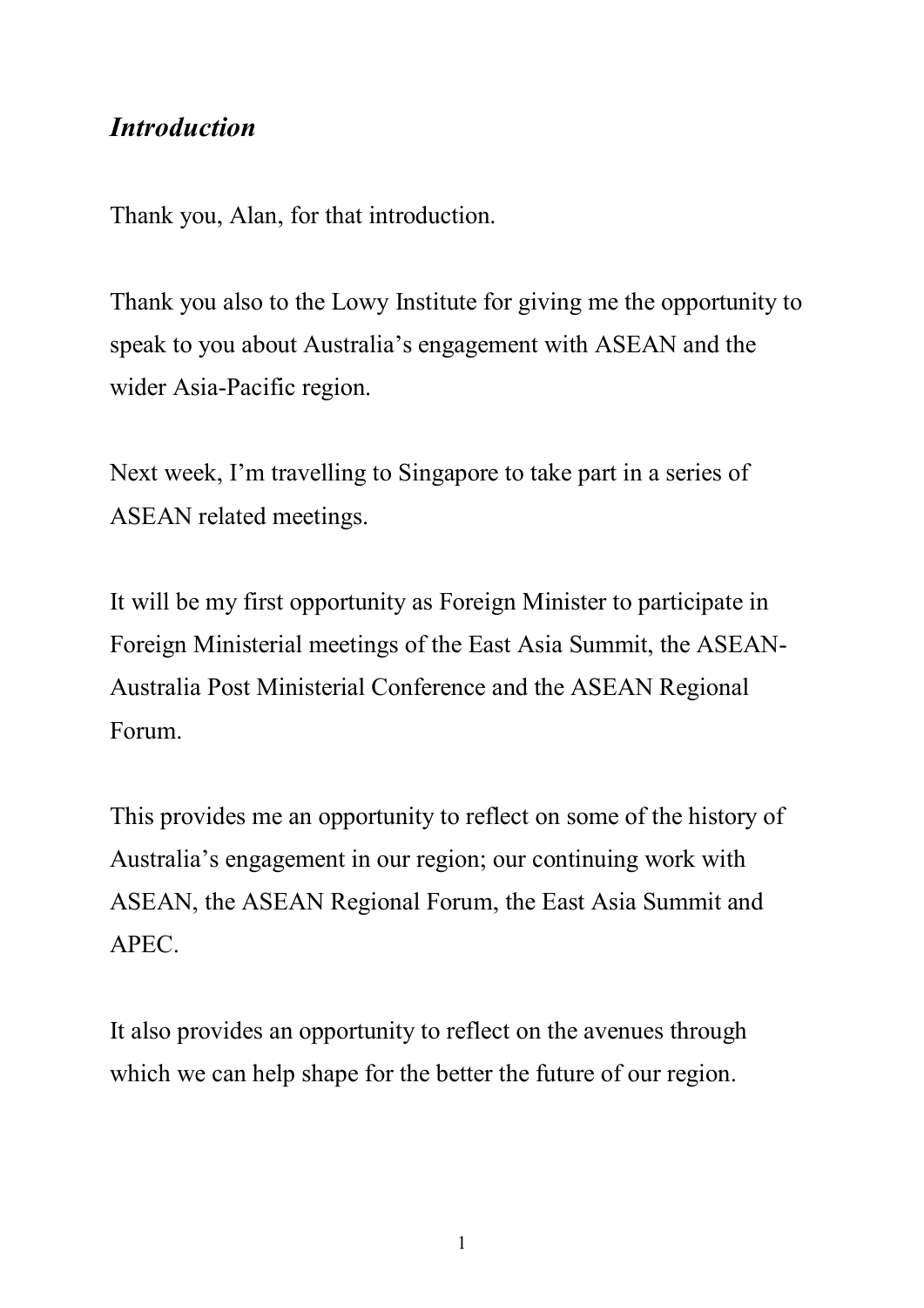## *Introduction*

Thank you, Alan, for that introduction.

Thank you also to the Lowy Institute for giving me the opportunity to speak to you about Australia's engagement with ASEAN and the wider Asia-Pacific region.

Next week, I'm travelling to Singapore to take part in a series of ASEAN related meetings.

It will be my first opportunity as Foreign Minister to participate in Foreign Ministerial meetings of the East Asia Summit, the ASEAN-Australia Post Ministerial Conference and the ASEAN Regional Forum.

This provides me an opportunity to reflect on some of the history of Australia's engagement in our region; our continuing work with ASEAN, the ASEAN Regional Forum, the East Asia Summit and APEC.

It also provides an opportunity to reflect on the avenues through which we can help shape for the better the future of our region.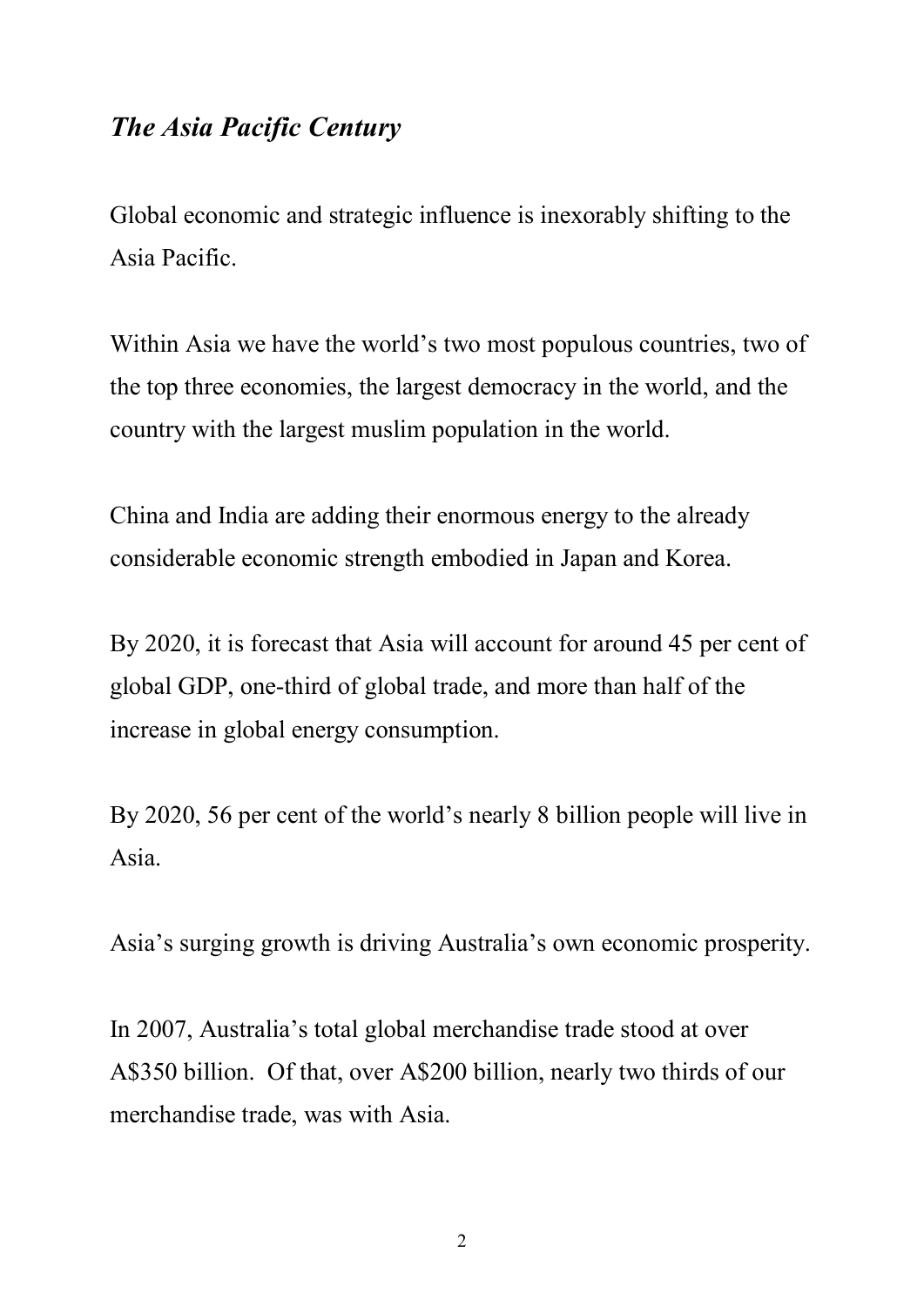## *The Asia Pacific Century*

Global economic and strategic influence is inexorably shifting to the Asia Pacific.

Within Asia we have the world's two most populous countries, two of the top three economies, the largest democracy in the world, and the country with the largest muslim population in the world.

China and India are adding their enormous energy to the already considerable economic strength embodied in Japan and Korea.

By 2020, it is forecast that Asia will account for around 45 per cent of global GDP, one-third of global trade, and more than half of the increase in global energy consumption.

By 2020, 56 per cent of the world's nearly 8 billion people will live in Asia.

Asia's surging growth is driving Australia's own economic prosperity.

In 2007, Australia's total global merchandise trade stood at over A$350 billion. Of that, over A$200 billion, nearly two thirds of our merchandise trade, was with Asia.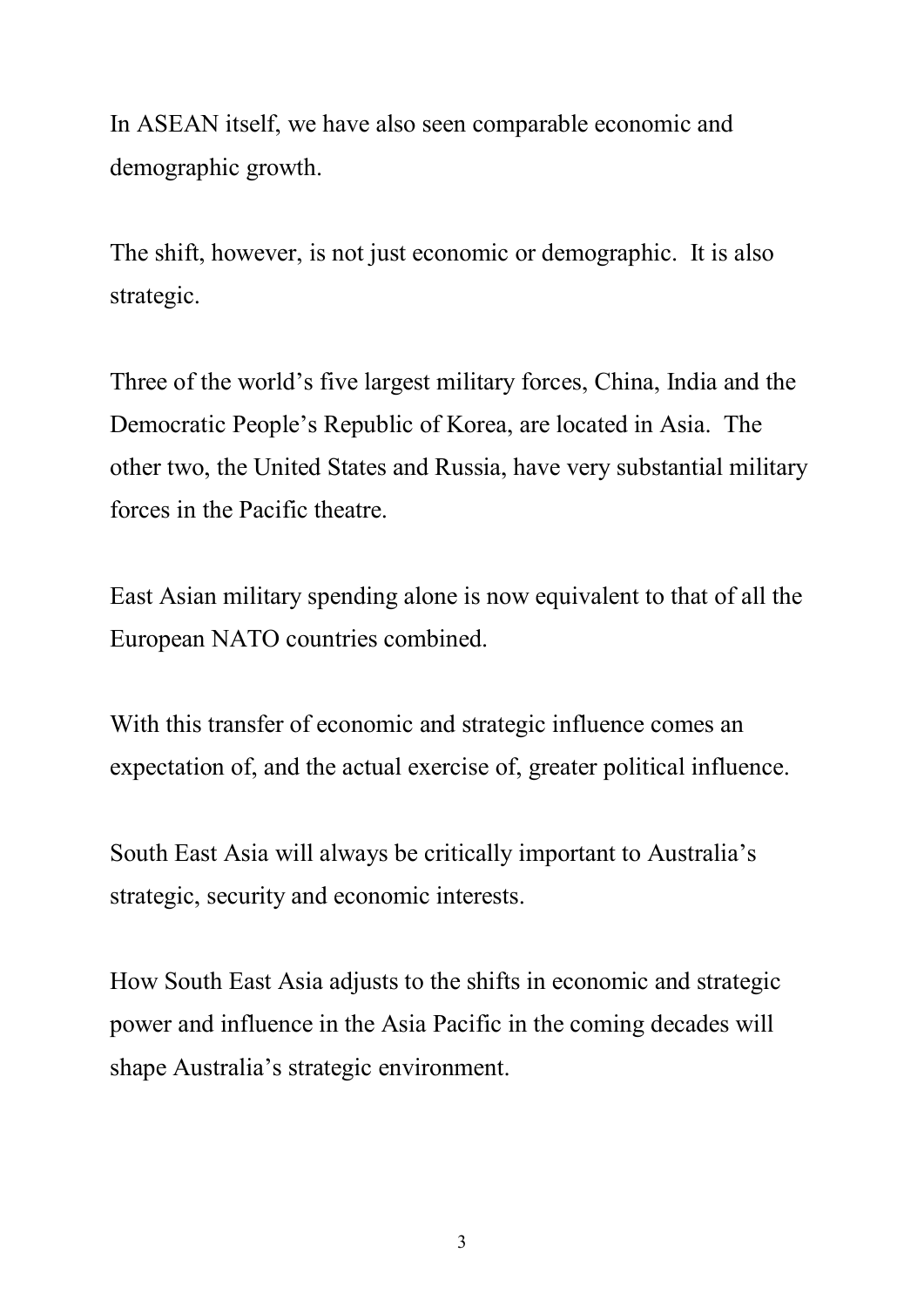In ASEAN itself, we have also seen comparable economic and demographic growth.

The shift, however, is not just economic or demographic.  It is also strategic.

Three of the world's five largest military forces, China, India and the Democratic People's Republic of Korea, are located in Asia.  The other two, the United States and Russia, have very substantial military forces in the Pacific theatre.

East Asian military spending alone is now equivalent to that of all the European NATO countries combined.

With this transfer of economic and strategic influence comes an expectation of, and the actual exercise of, greater political influence.

South East Asia will always be critically important to Australia's strategic, security and economic interests.

How South East Asia adjusts to the shifts in economic and strategic power and influence in the Asia Pacific in the coming decades will shape Australia's strategic environment.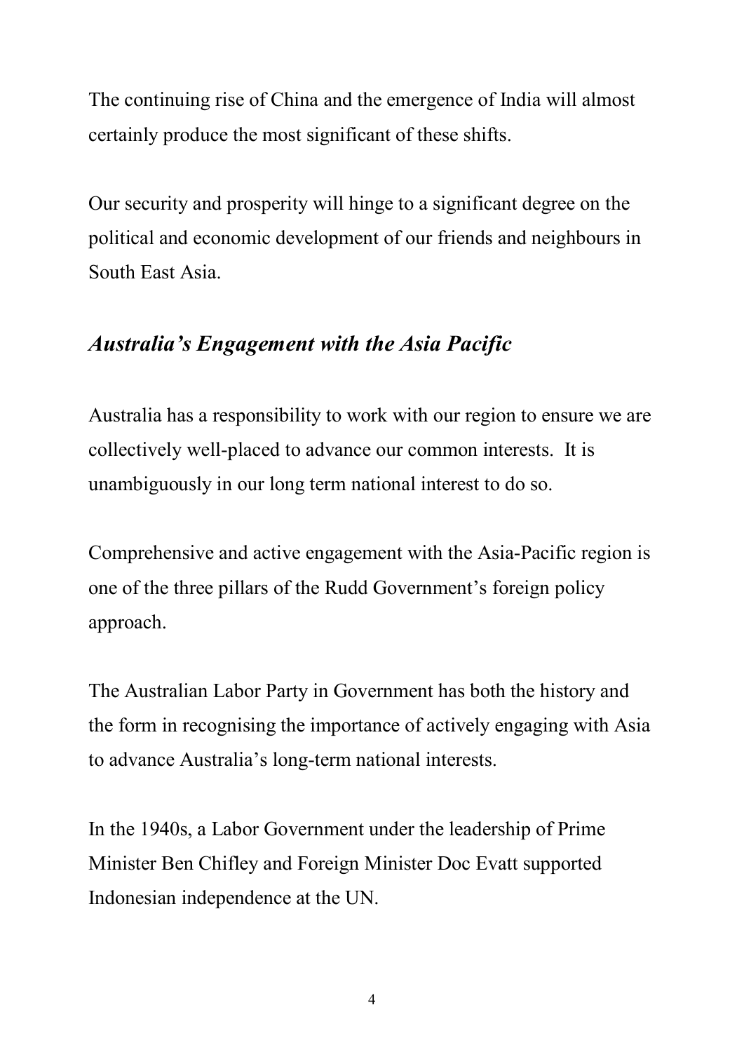The continuing rise of China and the emergence of India will almost certainly produce the most significant of these shifts.

Our security and prosperity will hinge to a significant degree on the political and economic development of our friends and neighbours in South East Asia.

## *Australia's Engagement with the Asia Pacific*

Australia has a responsibility to work with our region to ensure we are collectively well-placed to advance our common interests. It is unambiguously in our long term national interest to do so.

Comprehensive and active engagement with the Asia-Pacific region is one of the three pillars of the Rudd Government's foreign policy approach.

The Australian Labor Party in Government has both the history and the form in recognising the importance of actively engaging with Asia to advance Australia's long-term national interests.

In the 1940s, a Labor Government under the leadership of Prime Minister Ben Chifley and Foreign Minister Doc Evatt supported Indonesian independence at the UN.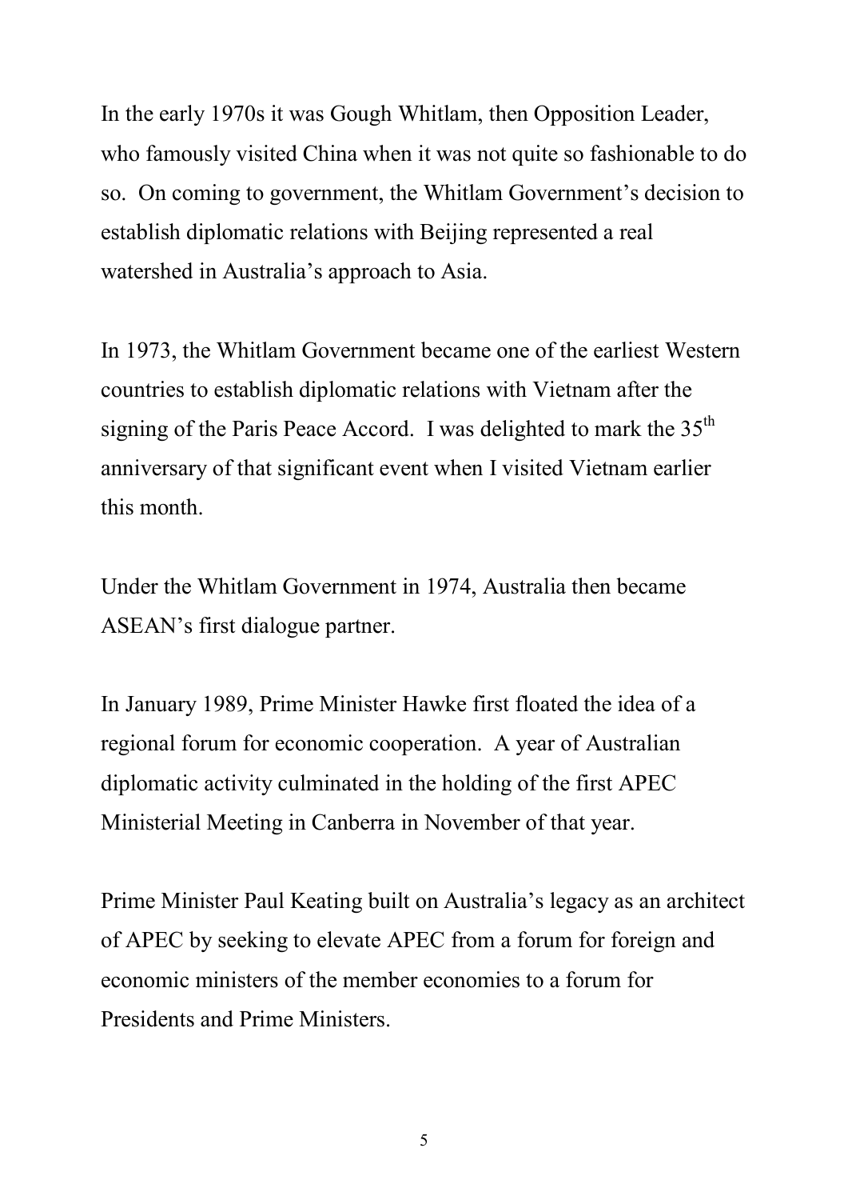In the early 1970s it was Gough Whitlam, then Opposition Leader, who famously visited China when it was not quite so fashionable to do so.  On coming to government, the Whitlam Government's decision to establish diplomatic relations with Beijing represented a real watershed in Australia's approach to Asia.

In 1973, the Whitlam Government became one of the earliest Western countries to establish diplomatic relations with Vietnam after the signing of the Paris Peace Accord.  I was delighted to mark the 35th anniversary of that significant event when I visited Vietnam earlier this month.

Under the Whitlam Government in 1974, Australia then became ASEAN's first dialogue partner.

In January 1989, Prime Minister Hawke first floated the idea of a regional forum for economic cooperation.  A year of Australian diplomatic activity culminated in the holding of the first APEC Ministerial Meeting in Canberra in November of that year.

Prime Minister Paul Keating built on Australia's legacy as an architect of APEC by seeking to elevate APEC from a forum for foreign and economic ministers of the member economies to a forum for Presidents and Prime Ministers.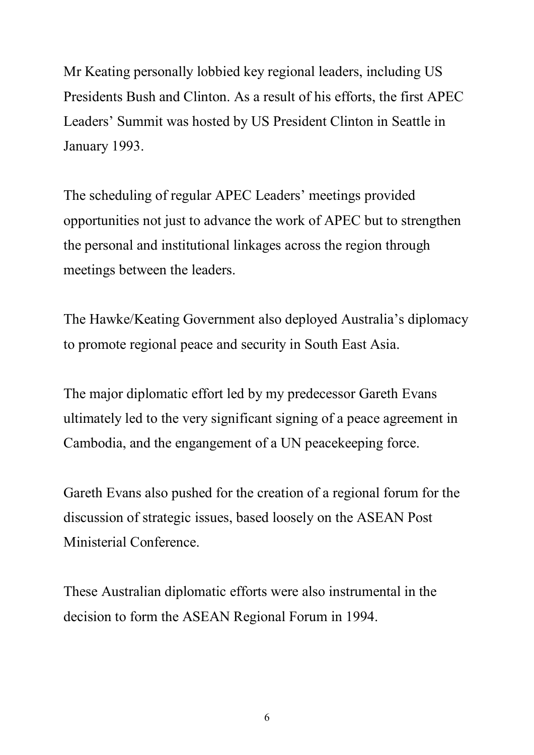Mr Keating personally lobbied key regional leaders, including US Presidents Bush and Clinton. As a result of his efforts, the first APEC Leaders' Summit was hosted by US President Clinton in Seattle in January 1993.

The scheduling of regular APEC Leaders' meetings provided opportunities not just to advance the work of APEC but to strengthen the personal and institutional linkages across the region through meetings between the leaders.

The Hawke/Keating Government also deployed Australia's diplomacy to promote regional peace and security in South East Asia.

The major diplomatic effort led by my predecessor Gareth Evans ultimately led to the very significant signing of a peace agreement in Cambodia, and the engangement of a UN peacekeeping force.

Gareth Evans also pushed for the creation of a regional forum for the discussion of strategic issues, based loosely on the ASEAN Post Ministerial Conference.

These Australian diplomatic efforts were also instrumental in the decision to form the ASEAN Regional Forum in 1994.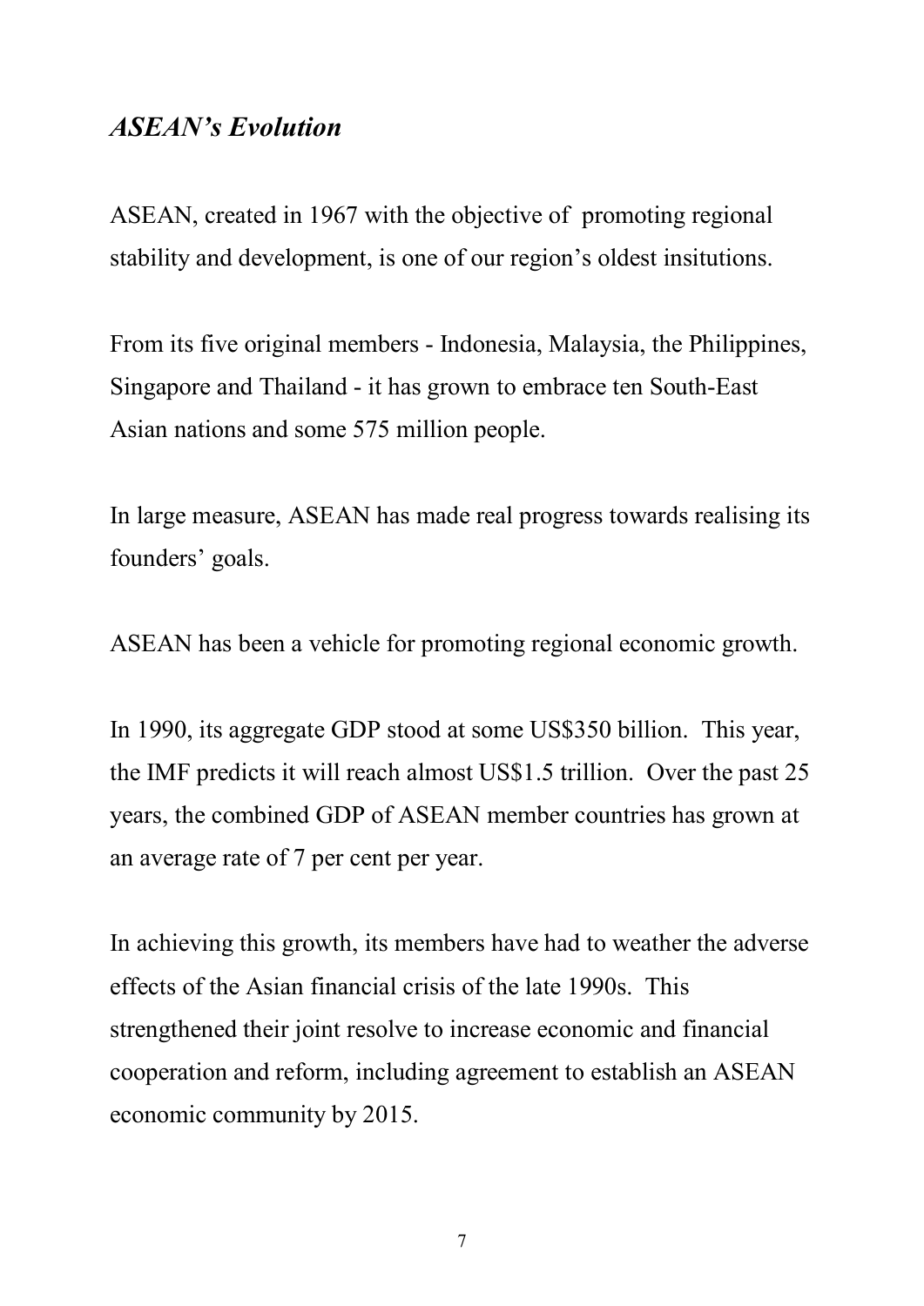## *ASEAN's Evolution*

ASEAN, created in 1967 with the objective of promoting regional stability and development, is one of our region's oldest insitutions.

From its five original members - Indonesia, Malaysia, the Philippines, Singapore and Thailand - it has grown to embrace ten South-East Asian nations and some 575 million people.

In large measure, ASEAN has made real progress towards realising its founders' goals.

ASEAN has been a vehicle for promoting regional economic growth.

In 1990, its aggregate GDP stood at some US$350 billion. This year, the IMF predicts it will reach almost US$1.5 trillion. Over the past 25 years, the combined GDP of ASEAN member countries has grown at an average rate of 7 per cent per year.

In achieving this growth, its members have had to weather the adverse effects of the Asian financial crisis of the late 1990s. This strengthened their joint resolve to increase economic and financial cooperation and reform, including agreement to establish an ASEAN economic community by 2015.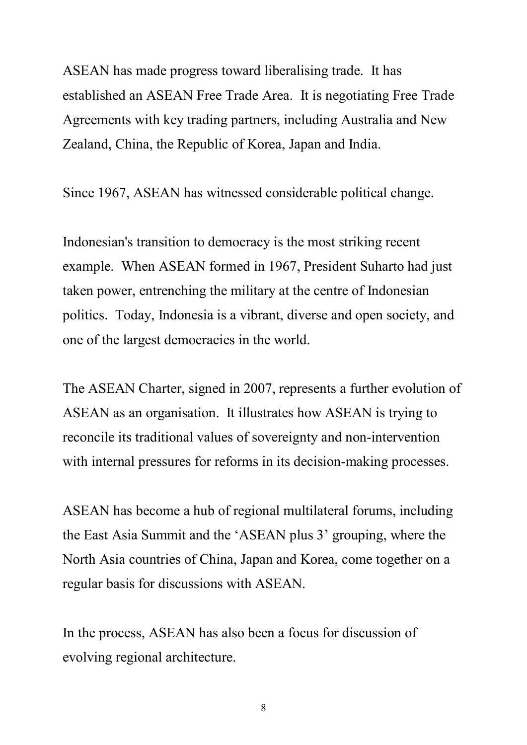ASEAN has made progress toward liberalising trade. It has established an ASEAN Free Trade Area. It is negotiating Free Trade Agreements with key trading partners, including Australia and New Zealand, China, the Republic of Korea, Japan and India.

Since 1967, ASEAN has witnessed considerable political change.

Indonesian's transition to democracy is the most striking recent example. When ASEAN formed in 1967, President Suharto had just taken power, entrenching the military at the centre of Indonesian politics. Today, Indonesia is a vibrant, diverse and open society, and one of the largest democracies in the world.

The ASEAN Charter, signed in 2007, represents a further evolution of ASEAN as an organisation. It illustrates how ASEAN is trying to reconcile its traditional values of sovereignty and non-intervention with internal pressures for reforms in its decision-making processes.

ASEAN has become a hub of regional multilateral forums, including the East Asia Summit and the 'ASEAN plus 3' grouping, where the North Asia countries of China, Japan and Korea, come together on a regular basis for discussions with ASEAN.

In the process, ASEAN has also been a focus for discussion of evolving regional architecture.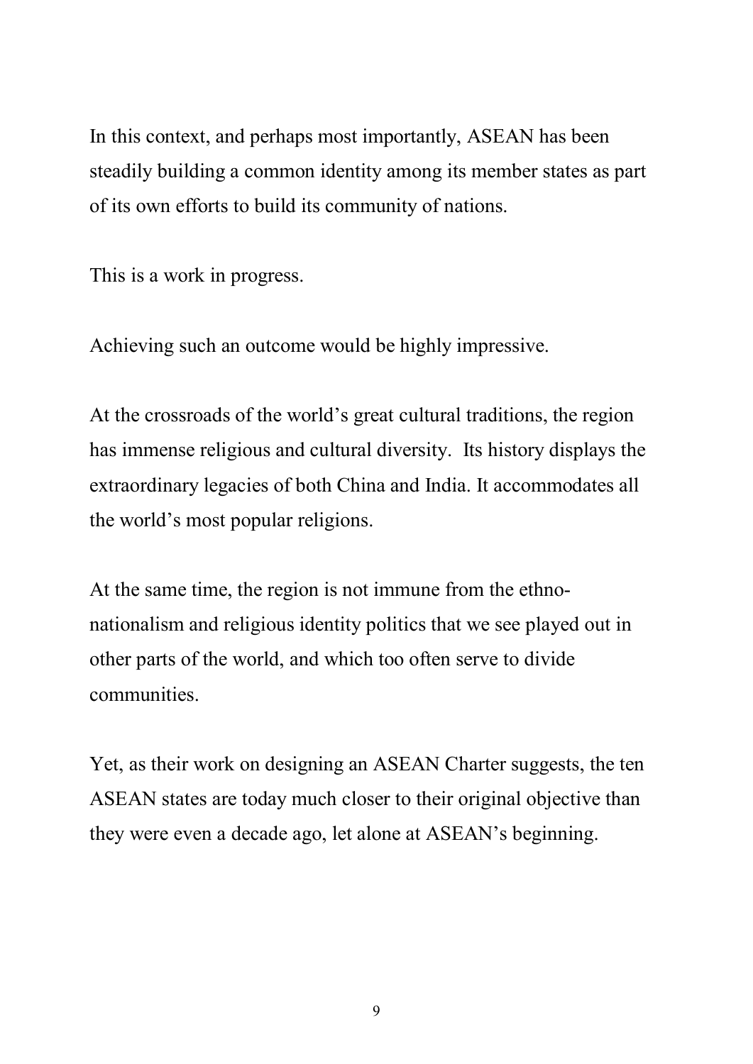In this context, and perhaps most importantly, ASEAN has been steadily building a common identity among its member states as part of its own efforts to build its community of nations.

This is a work in progress.

Achieving such an outcome would be highly impressive.

At the crossroads of the world's great cultural traditions, the region has immense religious and cultural diversity. Its history displays the extraordinary legacies of both China and India. It accommodates all the world's most popular religions.

At the same time, the region is not immune from the ethno-nationalism and religious identity politics that we see played out in other parts of the world, and which too often serve to divide communities.

Yet, as their work on designing an ASEAN Charter suggests, the ten ASEAN states are today much closer to their original objective than they were even a decade ago, let alone at ASEAN's beginning.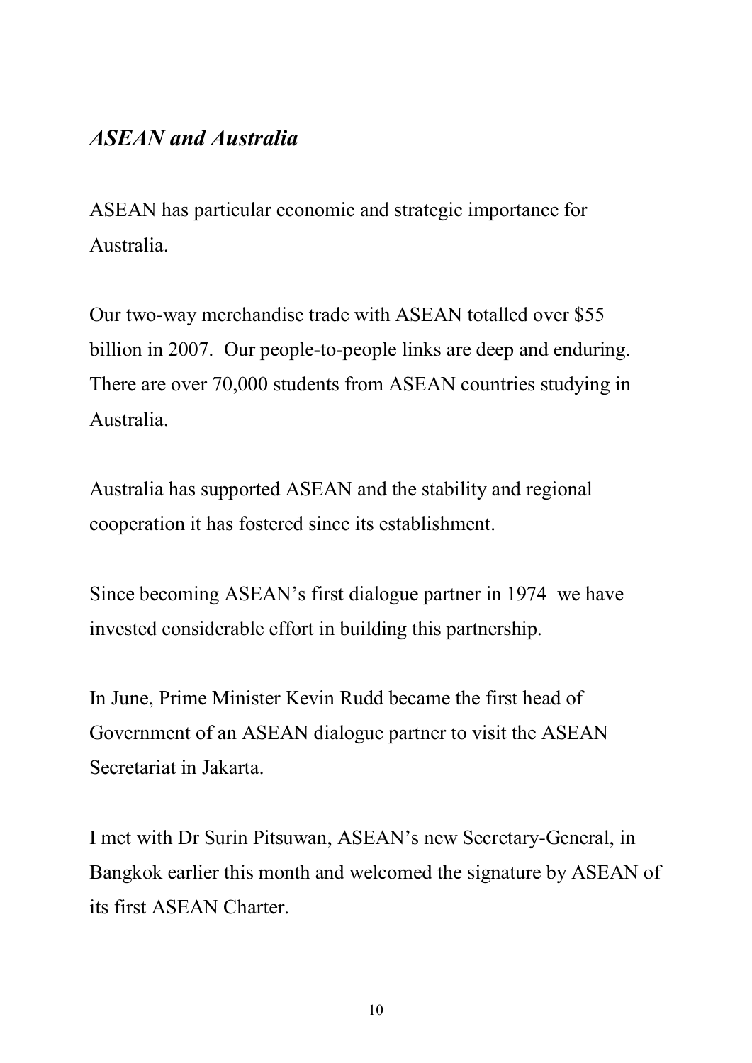## *ASEAN and Australia*

ASEAN has particular economic and strategic importance for Australia.

Our two-way merchandise trade with ASEAN totalled over $55 billion in 2007. Our people-to-people links are deep and enduring. There are over 70,000 students from ASEAN countries studying in Australia.

Australia has supported ASEAN and the stability and regional cooperation it has fostered since its establishment.

Since becoming ASEAN's first dialogue partner in 1974 we have invested considerable effort in building this partnership.

In June, Prime Minister Kevin Rudd became the first head of Government of an ASEAN dialogue partner to visit the ASEAN Secretariat in Jakarta.

I met with Dr Surin Pitsuwan, ASEAN's new Secretary-General, in Bangkok earlier this month and welcomed the signature by ASEAN of its first ASEAN Charter.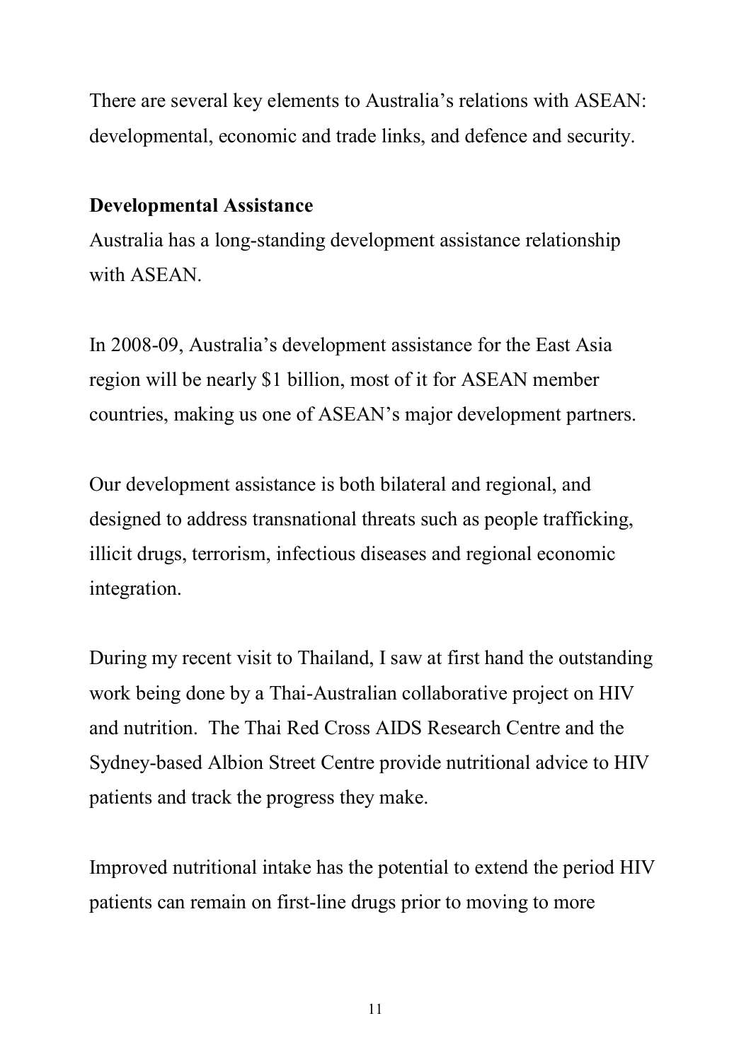There are several key elements to Australia's relations with ASEAN: developmental, economic and trade links, and defence and security.

**Developmental Assistance**

Australia has a long-standing development assistance relationship with ASEAN.

In 2008-09, Australia's development assistance for the East Asia region will be nearly $1 billion, most of it for ASEAN member countries, making us one of ASEAN's major development partners.

Our development assistance is both bilateral and regional, and designed to address transnational threats such as people trafficking, illicit drugs, terrorism, infectious diseases and regional economic integration.

During my recent visit to Thailand, I saw at first hand the outstanding work being done by a Thai-Australian collaborative project on HIV and nutrition. The Thai Red Cross AIDS Research Centre and the Sydney-based Albion Street Centre provide nutritional advice to HIV patients and track the progress they make.

Improved nutritional intake has the potential to extend the period HIV patients can remain on first-line drugs prior to moving to more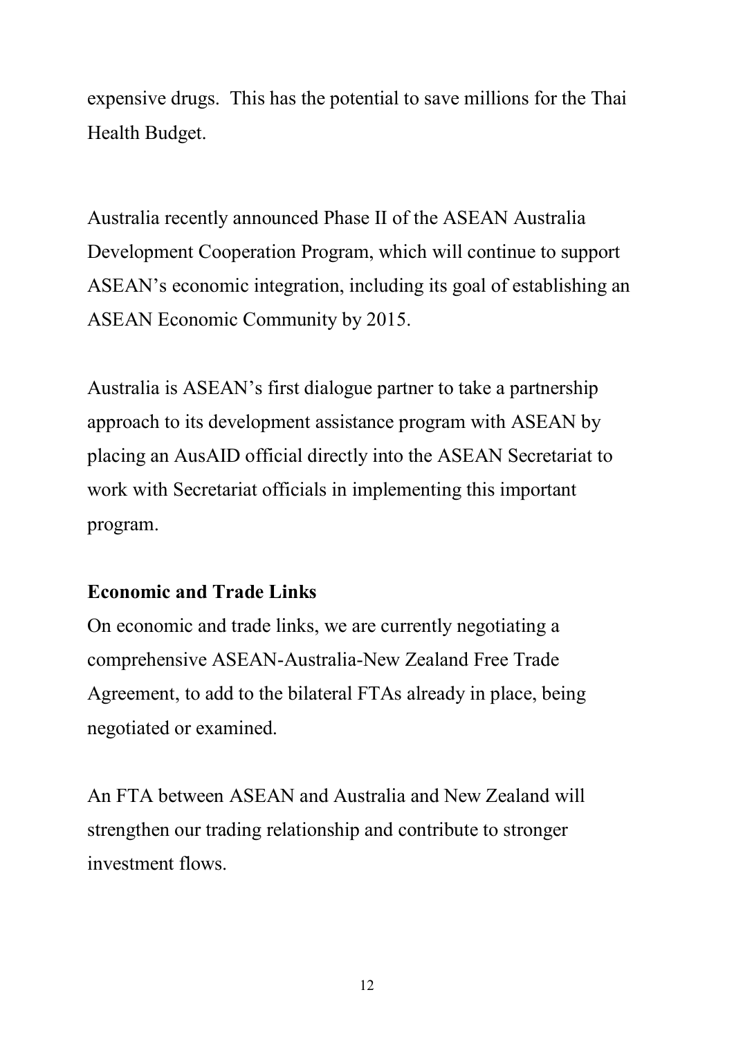expensive drugs. This has the potential to save millions for the Thai Health Budget.

Australia recently announced Phase II of the ASEAN Australia Development Cooperation Program, which will continue to support ASEAN's economic integration, including its goal of establishing an ASEAN Economic Community by 2015.

Australia is ASEAN's first dialogue partner to take a partnership approach to its development assistance program with ASEAN by placing an AusAID official directly into the ASEAN Secretariat to work with Secretariat officials in implementing this important program.

**Economic and Trade Links**

On economic and trade links, we are currently negotiating a comprehensive ASEAN-Australia-New Zealand Free Trade Agreement, to add to the bilateral FTAs already in place, being negotiated or examined.

An FTA between ASEAN and Australia and New Zealand will strengthen our trading relationship and contribute to stronger investment flows.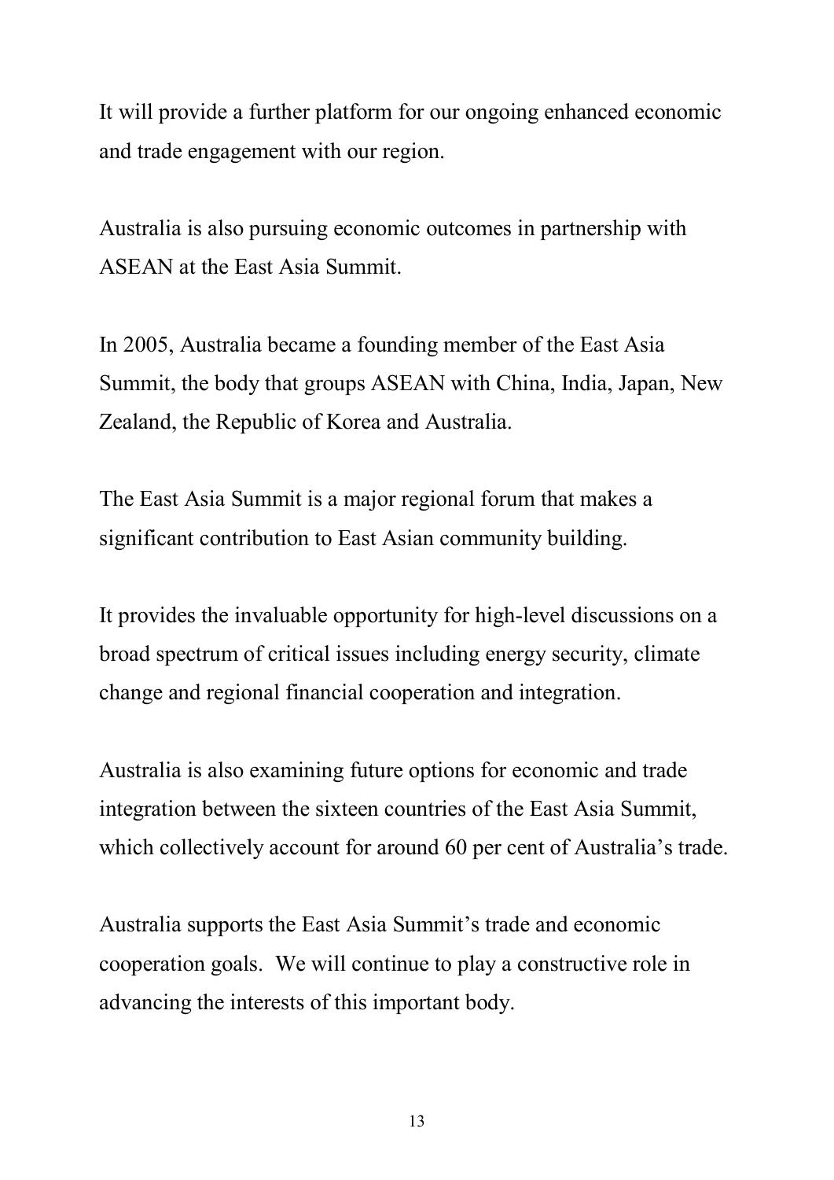It will provide a further platform for our ongoing enhanced economic and trade engagement with our region.

Australia is also pursuing economic outcomes in partnership with ASEAN at the East Asia Summit.

In 2005, Australia became a founding member of the East Asia Summit, the body that groups ASEAN with China, India, Japan, New Zealand, the Republic of Korea and Australia.

The East Asia Summit is a major regional forum that makes a significant contribution to East Asian community building.

It provides the invaluable opportunity for high-level discussions on a broad spectrum of critical issues including energy security, climate change and regional financial cooperation and integration.

Australia is also examining future options for economic and trade integration between the sixteen countries of the East Asia Summit, which collectively account for around 60 per cent of Australia's trade.

Australia supports the East Asia Summit's trade and economic cooperation goals. We will continue to play a constructive role in advancing the interests of this important body.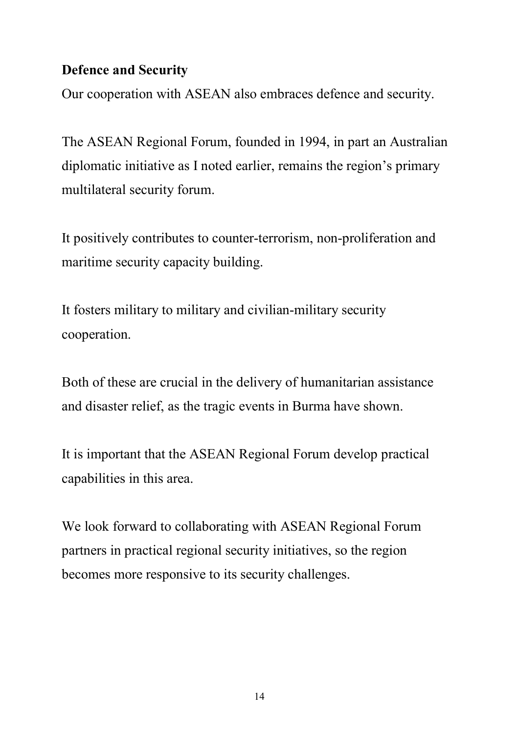**Defence and Security**

Our cooperation with ASEAN also embraces defence and security.

The ASEAN Regional Forum, founded in 1994, in part an Australian diplomatic initiative as I noted earlier, remains the region's primary multilateral security forum.

It positively contributes to counter-terrorism, non-proliferation and maritime security capacity building.

It fosters military to military and civilian-military security cooperation.

Both of these are crucial in the delivery of humanitarian assistance and disaster relief, as the tragic events in Burma have shown.

It is important that the ASEAN Regional Forum develop practical capabilities in this area.

We look forward to collaborating with ASEAN Regional Forum partners in practical regional security initiatives, so the region becomes more responsive to its security challenges.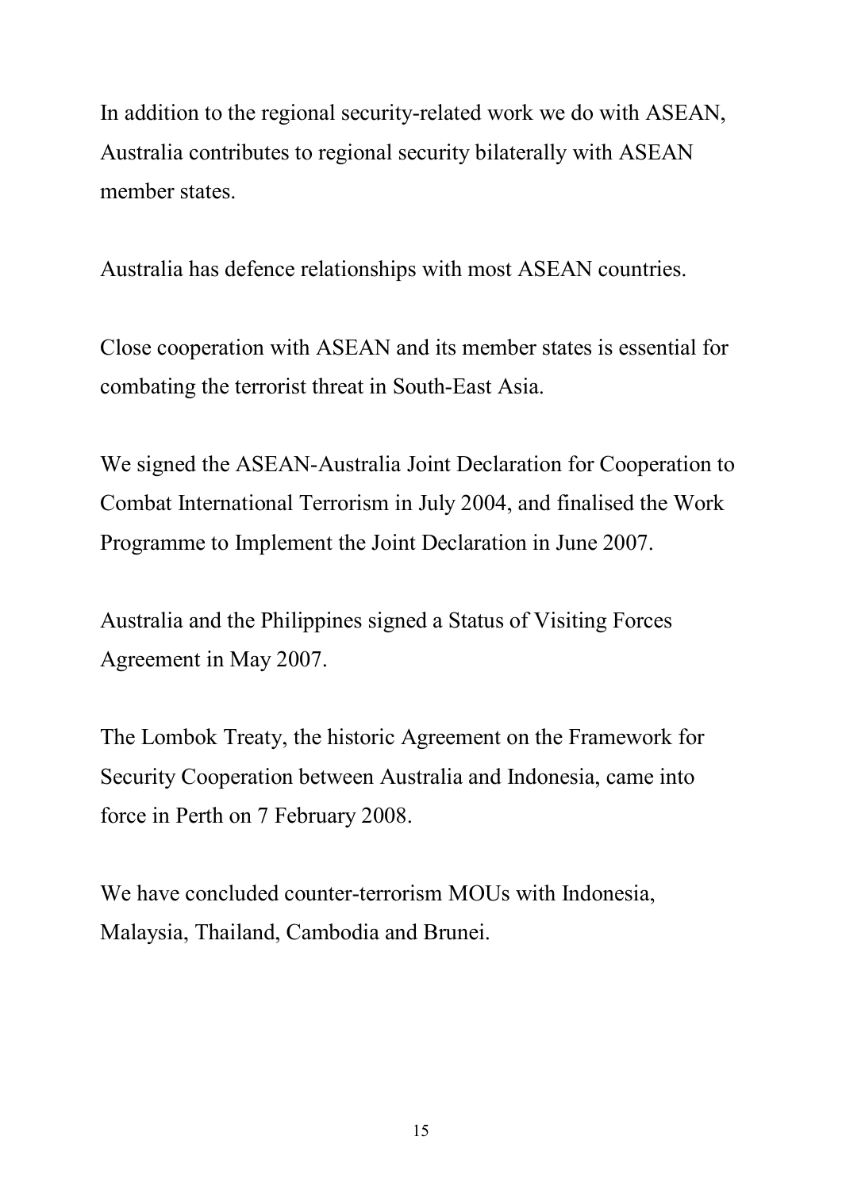In addition to the regional security-related work we do with ASEAN, Australia contributes to regional security bilaterally with ASEAN member states.

Australia has defence relationships with most ASEAN countries.

Close cooperation with ASEAN and its member states is essential for combating the terrorist threat in South-East Asia.

We signed the ASEAN-Australia Joint Declaration for Cooperation to Combat International Terrorism in July 2004, and finalised the Work Programme to Implement the Joint Declaration in June 2007.

Australia and the Philippines signed a Status of Visiting Forces Agreement in May 2007.

The Lombok Treaty, the historic Agreement on the Framework for Security Cooperation between Australia and Indonesia, came into force in Perth on 7 February 2008.

We have concluded counter-terrorism MOUs with Indonesia, Malaysia, Thailand, Cambodia and Brunei.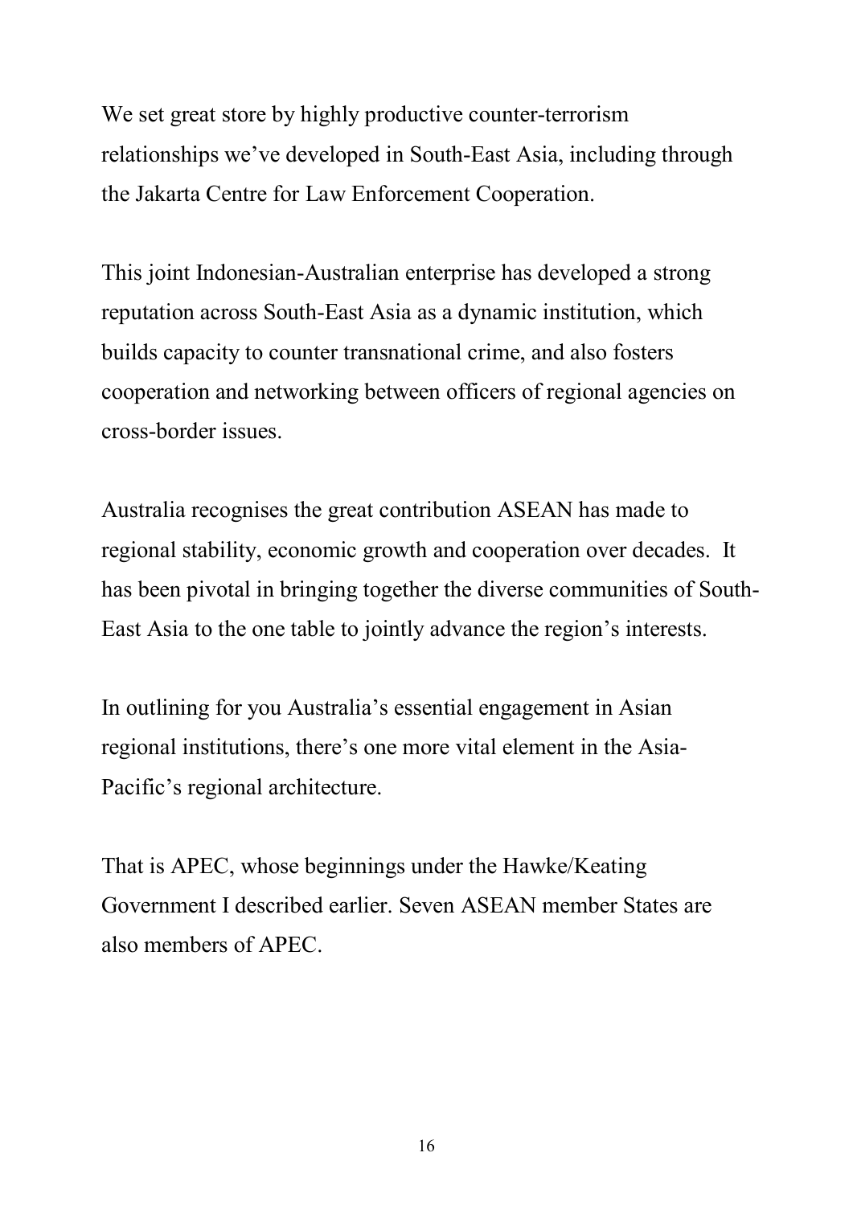We set great store by highly productive counter-terrorism relationships we've developed in South-East Asia, including through the Jakarta Centre for Law Enforcement Cooperation.

This joint Indonesian-Australian enterprise has developed a strong reputation across South-East Asia as a dynamic institution, which builds capacity to counter transnational crime, and also fosters cooperation and networking between officers of regional agencies on cross-border issues.

Australia recognises the great contribution ASEAN has made to regional stability, economic growth and cooperation over decades. It has been pivotal in bringing together the diverse communities of South-East Asia to the one table to jointly advance the region's interests.

In outlining for you Australia's essential engagement in Asian regional institutions, there's one more vital element in the Asia-Pacific's regional architecture.

That is APEC, whose beginnings under the Hawke/Keating Government I described earlier. Seven ASEAN member States are also members of APEC.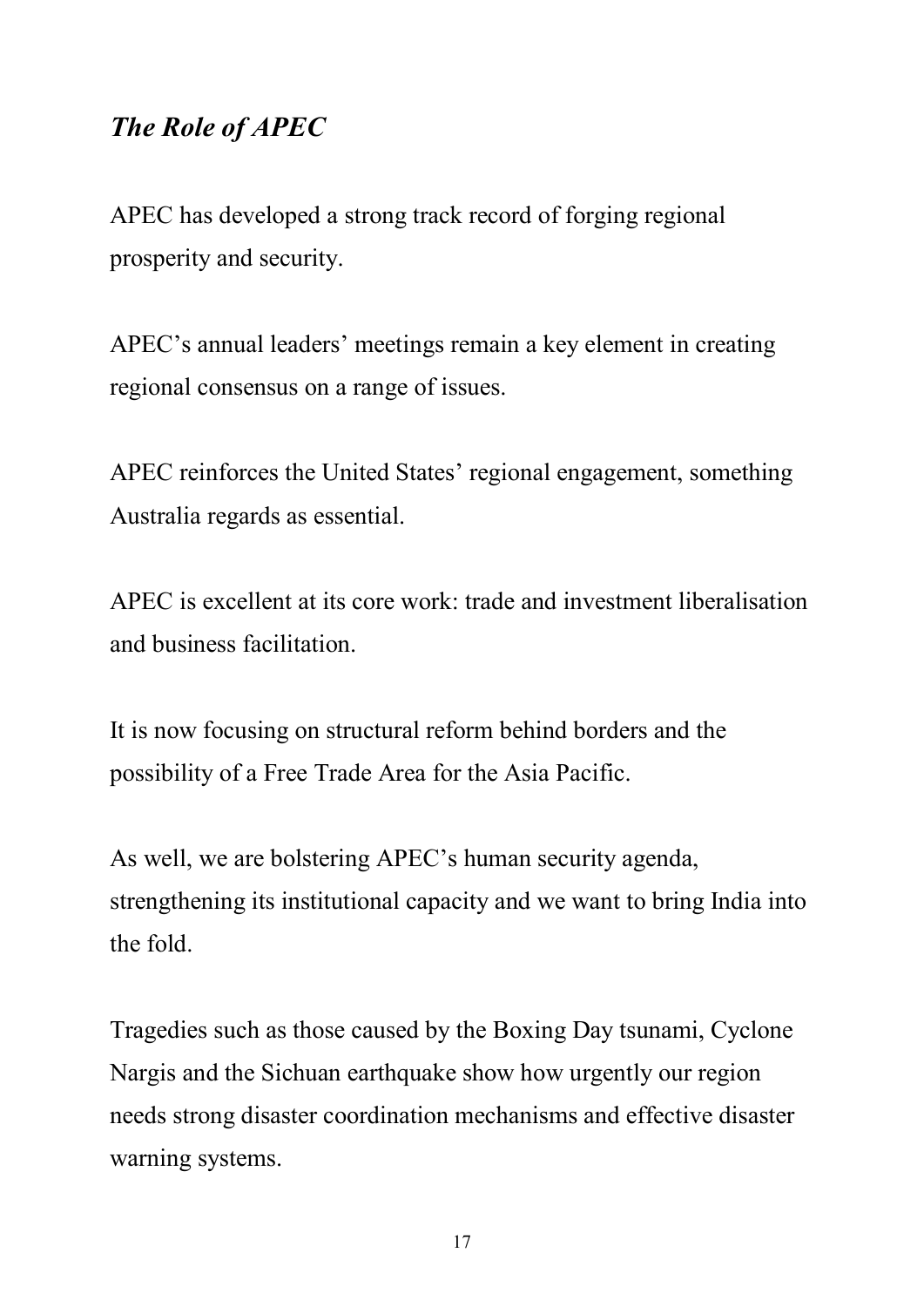## *The Role of APEC*

APEC has developed a strong track record of forging regional prosperity and security.

APEC's annual leaders' meetings remain a key element in creating regional consensus on a range of issues.

APEC reinforces the United States' regional engagement, something Australia regards as essential.

APEC is excellent at its core work: trade and investment liberalisation and business facilitation.

It is now focusing on structural reform behind borders and the possibility of a Free Trade Area for the Asia Pacific.

As well, we are bolstering APEC's human security agenda, strengthening its institutional capacity and we want to bring India into the fold.

Tragedies such as those caused by the Boxing Day tsunami, Cyclone Nargis and the Sichuan earthquake show how urgently our region needs strong disaster coordination mechanisms and effective disaster warning systems.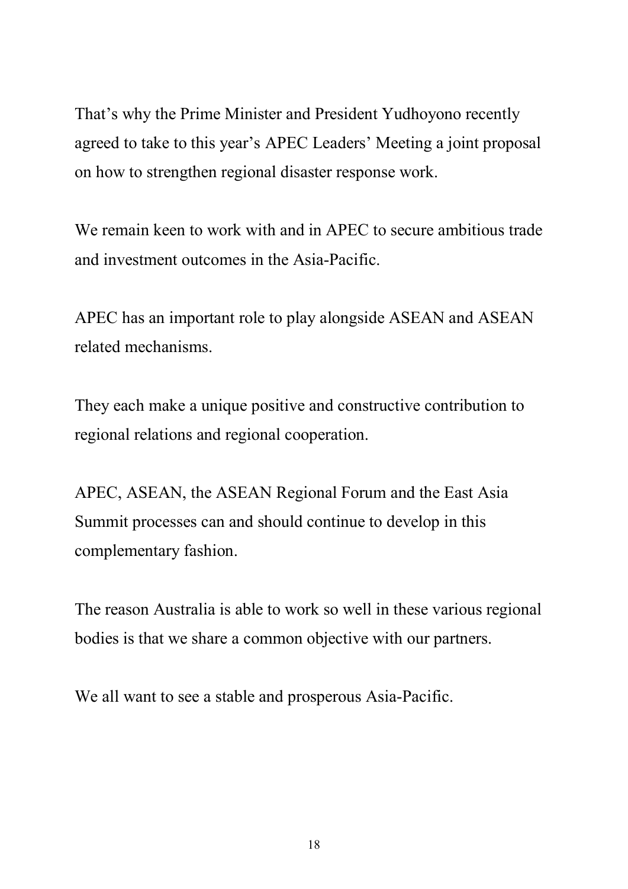That's why the Prime Minister and President Yudhoyono recently agreed to take to this year's APEC Leaders' Meeting a joint proposal on how to strengthen regional disaster response work.

We remain keen to work with and in APEC to secure ambitious trade and investment outcomes in the Asia-Pacific.

APEC has an important role to play alongside ASEAN and ASEAN related mechanisms.

They each make a unique positive and constructive contribution to regional relations and regional cooperation.

APEC, ASEAN, the ASEAN Regional Forum and the East Asia Summit processes can and should continue to develop in this complementary fashion.

The reason Australia is able to work so well in these various regional bodies is that we share a common objective with our partners.

We all want to see a stable and prosperous Asia-Pacific.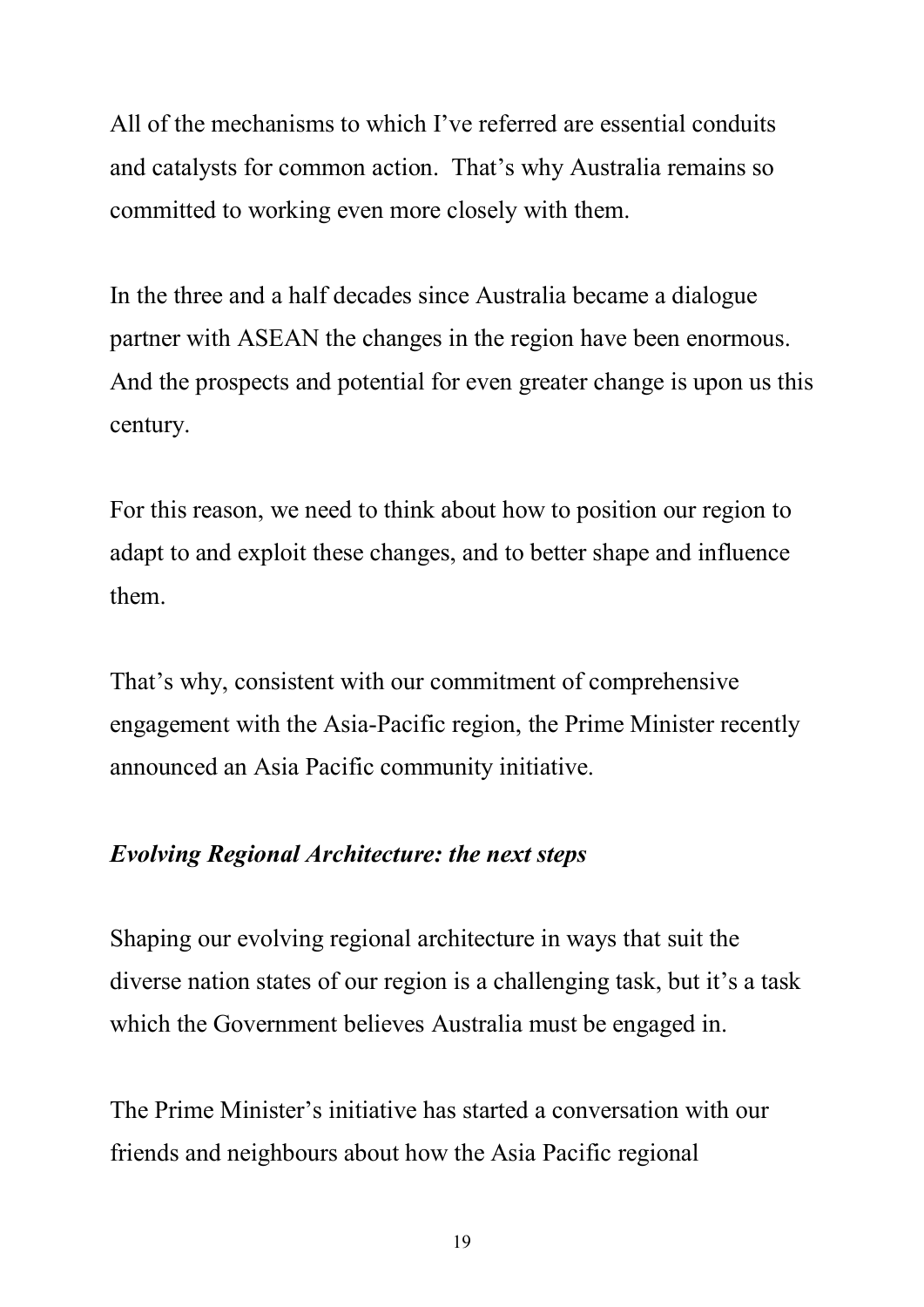All of the mechanisms to which I've referred are essential conduits and catalysts for common action. That's why Australia remains so committed to working even more closely with them.

In the three and a half decades since Australia became a dialogue partner with ASEAN the changes in the region have been enormous. And the prospects and potential for even greater change is upon us this century.

For this reason, we need to think about how to position our region to adapt to and exploit these changes, and to better shape and influence them.

That's why, consistent with our commitment of comprehensive engagement with the Asia-Pacific region, the Prime Minister recently announced an Asia Pacific community initiative.

### *Evolving Regional Architecture: the next steps*

Shaping our evolving regional architecture in ways that suit the diverse nation states of our region is a challenging task, but it's a task which the Government believes Australia must be engaged in.

The Prime Minister's initiative has started a conversation with our friends and neighbours about how the Asia Pacific regional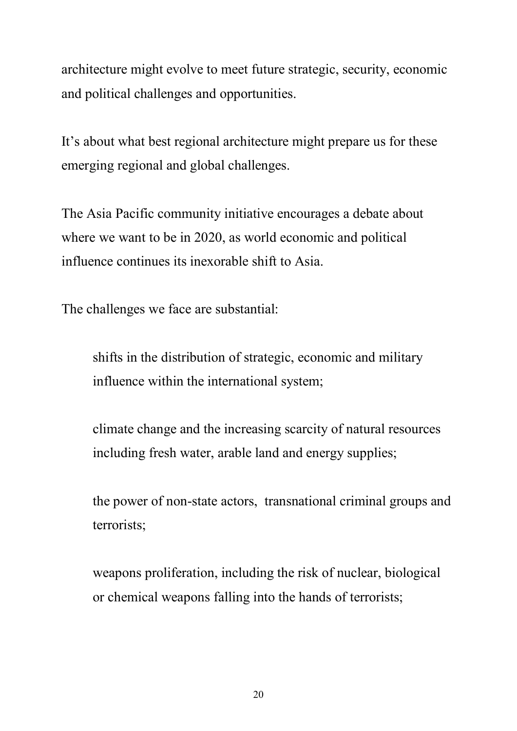architecture might evolve to meet future strategic, security, economic and political challenges and opportunities.

It's about what best regional architecture might prepare us for these emerging regional and global challenges.

The Asia Pacific community initiative encourages a debate about where we want to be in 2020, as world economic and political influence continues its inexorable shift to Asia.

The challenges we face are substantial:

> shifts in the distribution of strategic, economic and military influence within the international system;
>
> climate change and the increasing scarcity of natural resources including fresh water, arable land and energy supplies;
>
> the power of non-state actors, transnational criminal groups and terrorists;
>
> weapons proliferation, including the risk of nuclear, biological or chemical weapons falling into the hands of terrorists;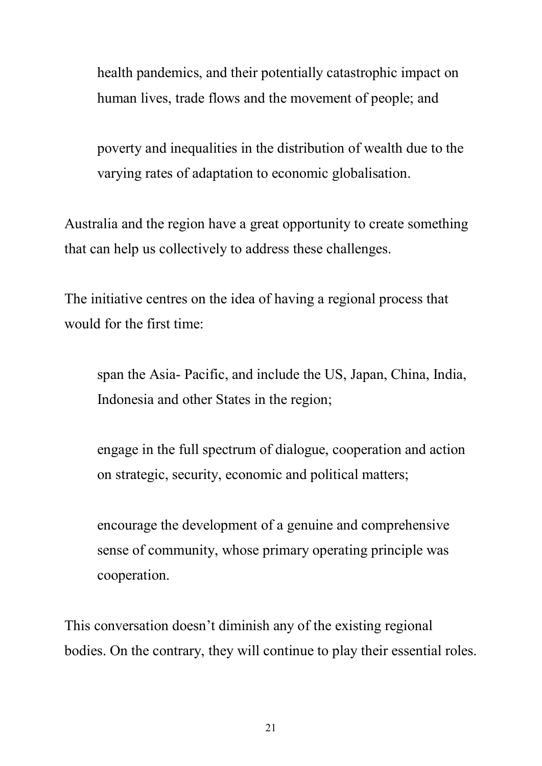health pandemics, and their potentially catastrophic impact on human lives, trade flows and the movement of people; and

poverty and inequalities in the distribution of wealth due to the varying rates of adaptation to economic globalisation.

Australia and the region have a great opportunity to create something that can help us collectively to address these challenges.

The initiative centres on the idea of having a regional process that would for the first time:

span the Asia- Pacific, and include the US, Japan, China, India, Indonesia and other States in the region;

engage in the full spectrum of dialogue, cooperation and action on strategic, security, economic and political matters;

encourage the development of a genuine and comprehensive sense of community, whose primary operating principle was cooperation.

This conversation doesn't diminish any of the existing regional bodies. On the contrary, they will continue to play their essential roles.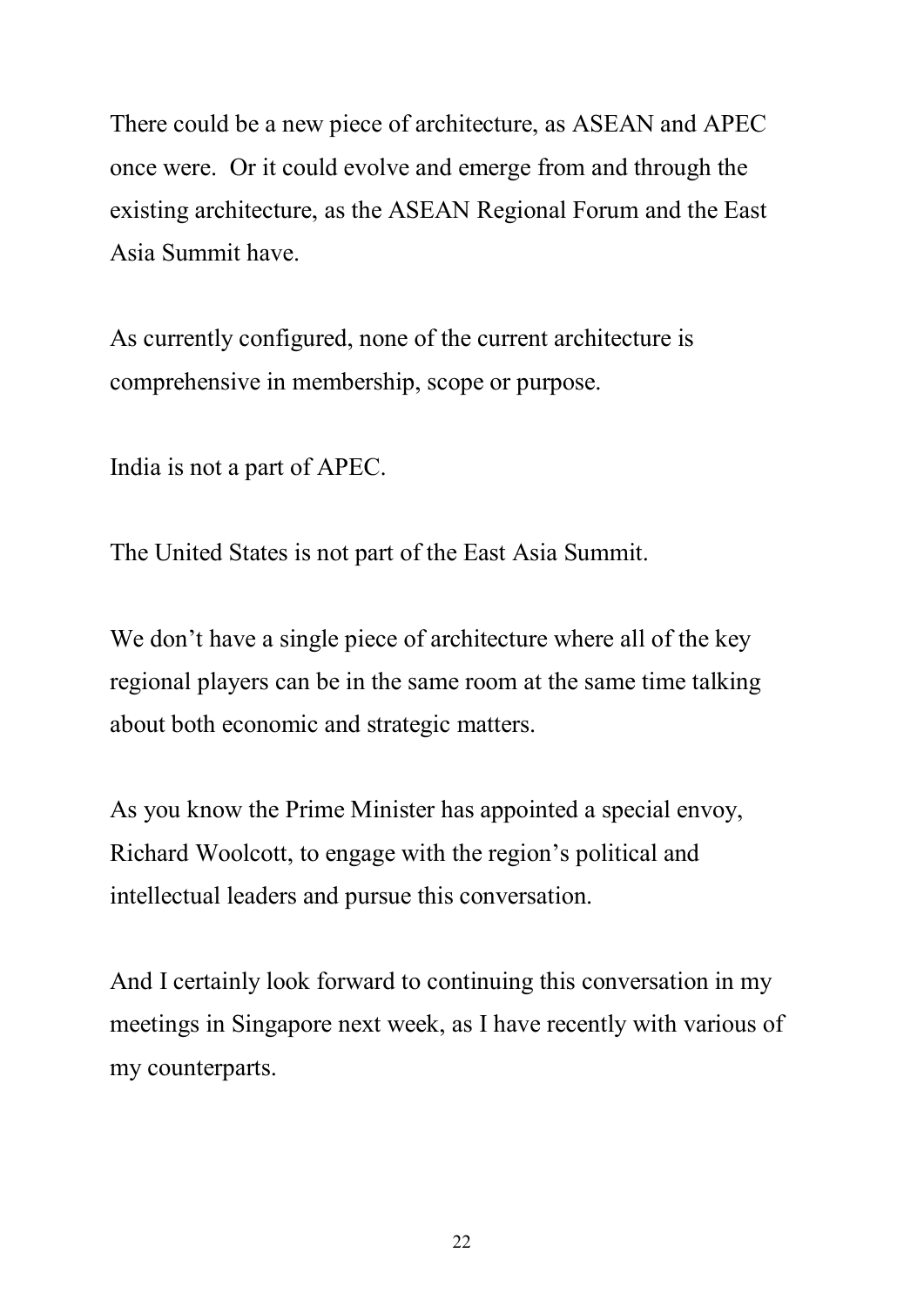There could be a new piece of architecture, as ASEAN and APEC once were. Or it could evolve and emerge from and through the existing architecture, as the ASEAN Regional Forum and the East Asia Summit have.

As currently configured, none of the current architecture is comprehensive in membership, scope or purpose.

India is not a part of APEC.

The United States is not part of the East Asia Summit.

We don't have a single piece of architecture where all of the key regional players can be in the same room at the same time talking about both economic and strategic matters.

As you know the Prime Minister has appointed a special envoy, Richard Woolcott, to engage with the region's political and intellectual leaders and pursue this conversation.

And I certainly look forward to continuing this conversation in my meetings in Singapore next week, as I have recently with various of my counterparts.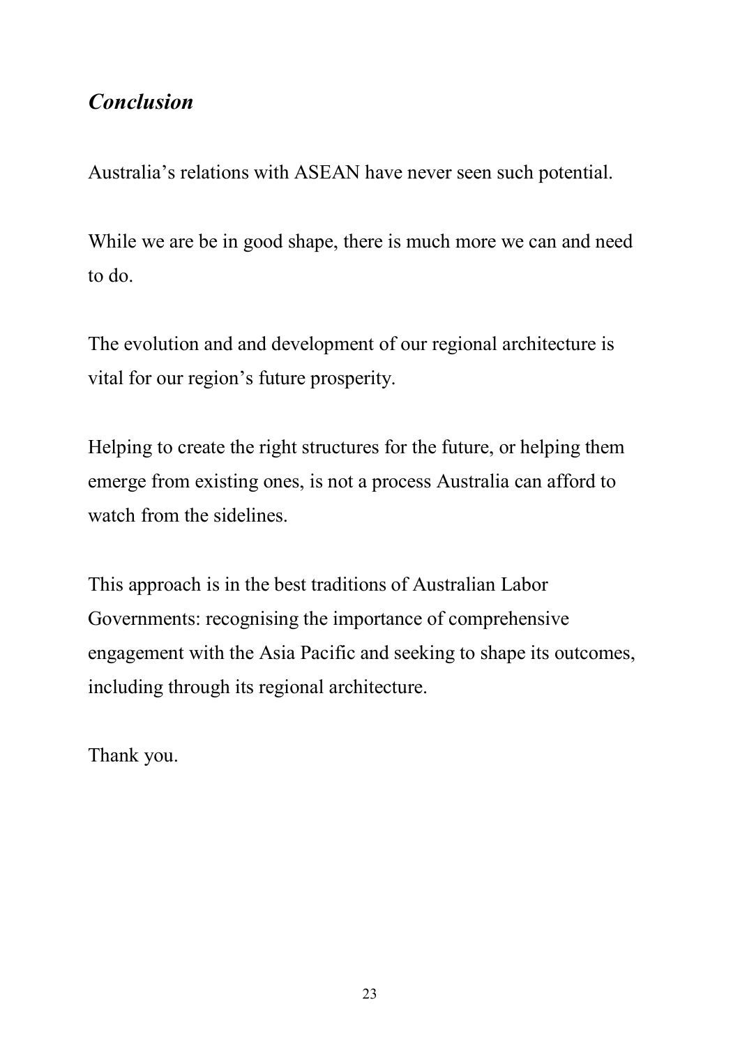## *Conclusion*

Australia's relations with ASEAN have never seen such potential.

While we are be in good shape, there is much more we can and need to do.

The evolution and and development of our regional architecture is vital for our region's future prosperity.

Helping to create the right structures for the future, or helping them emerge from existing ones, is not a process Australia can afford to watch from the sidelines.

This approach is in the best traditions of Australian Labor Governments: recognising the importance of comprehensive engagement with the Asia Pacific and seeking to shape its outcomes, including through its regional architecture.

Thank you.